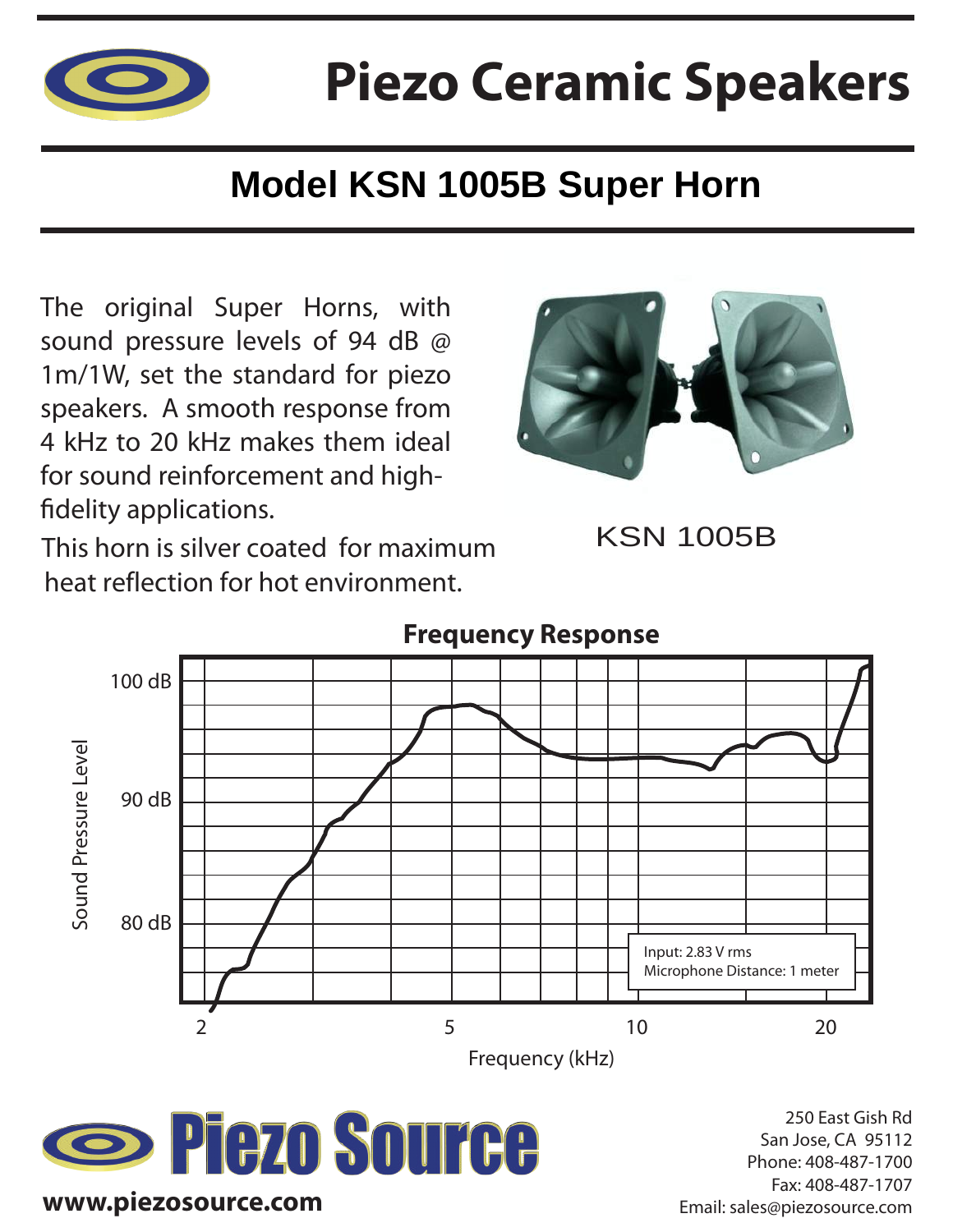# Piezo Ceramic Speakers

## Model KSN 1005B Super Horn

The original Super Horns, with sound pressure levels of 94 dB @ 1m/1W, set the standard for piezo speakers. A smooth response from 4 kHz to 20 kHz makes them ideal for sound reinforcement and high-fidelity applications.

This horn is silver coated for maximum heat reflection for hot environment.

KSN 1005B

**Frequency Response**

Sound Pressure Level: 100 dB, 90 dB, 80 dB

Frequency (kHz): 2, 5, 10, 20

Input: 2.83 V rms
Microphone Distance: 1 meter

**Piezo Source**

www.piezosource.com

250 East Gish Rd
San Jose, CA 95112
Phone: 408-487-1700
Fax: 408-487-1707
Email: sales@piezosource.com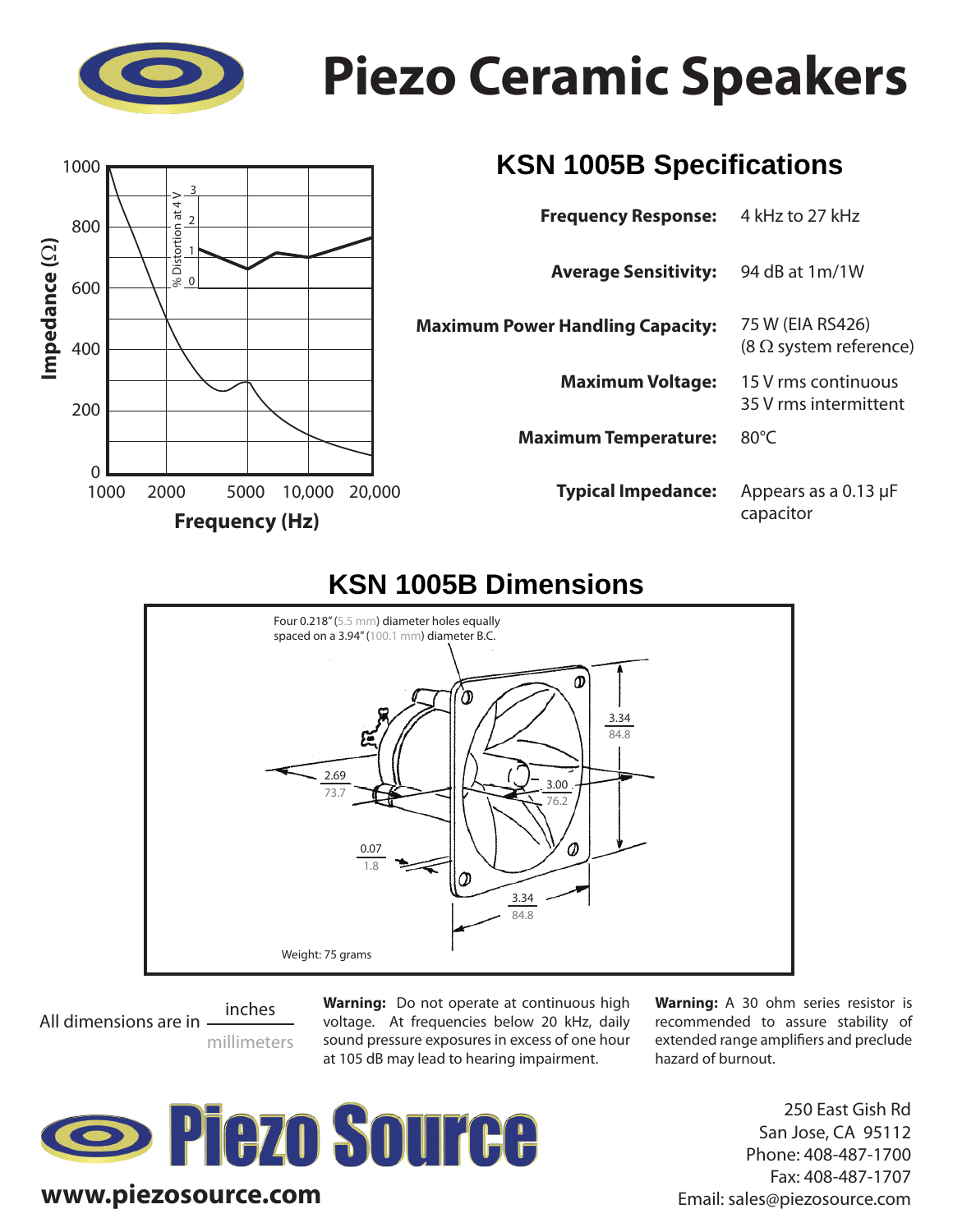# Piezo Ceramic Speakers

1000
800
600
400
200
0
Impedance (Ω)
1000 2000 5000 10,000 20,000
Frequency (Hz)
% Distortion at 4 V
3
2
1
0

## KSN 1005B Specifications

| | |
|---|---|
| **Frequency Response:** | 4 kHz to 27 kHz |
| **Average Sensitivity:** | 94 dB at 1m/1W |
| **Maximum Power Handling Capacity:** | 75 W (EIA RS426) (8 Ω system reference) |
| **Maximum Voltage:** | 15 V rms continuous 35 V rms intermittent |
| **Maximum Temperature:** | 80°C |
| **Typical Impedance:** | Appears as a 0.13 µF capacitor |

## KSN 1005B Dimensions

Four 0.218" (5.5 mm) diameter holes equally spaced on a 3.94" (100.1 mm) diameter B.C.

3.34 / 84.8

2.69 / 73.7

3.00 / 76.2

0.07 / 1.8

3.34 / 84.8

Weight: 75 grams

All dimensions are in inches / millimeters

**Warning:** Do not operate at continuous high voltage. At frequencies below 20 kHz, daily sound pressure exposures in excess of one hour at 105 dB may lead to hearing impairment.

**Warning:** A 30 ohm series resistor is recommended to assure stability of extended range amplifiers and preclude hazard of burnout.

Piezo Source

www.piezosource.com

250 East Gish Rd
San Jose, CA 95112
Phone: 408-487-1700
Fax: 408-487-1707
Email: sales@piezosource.com